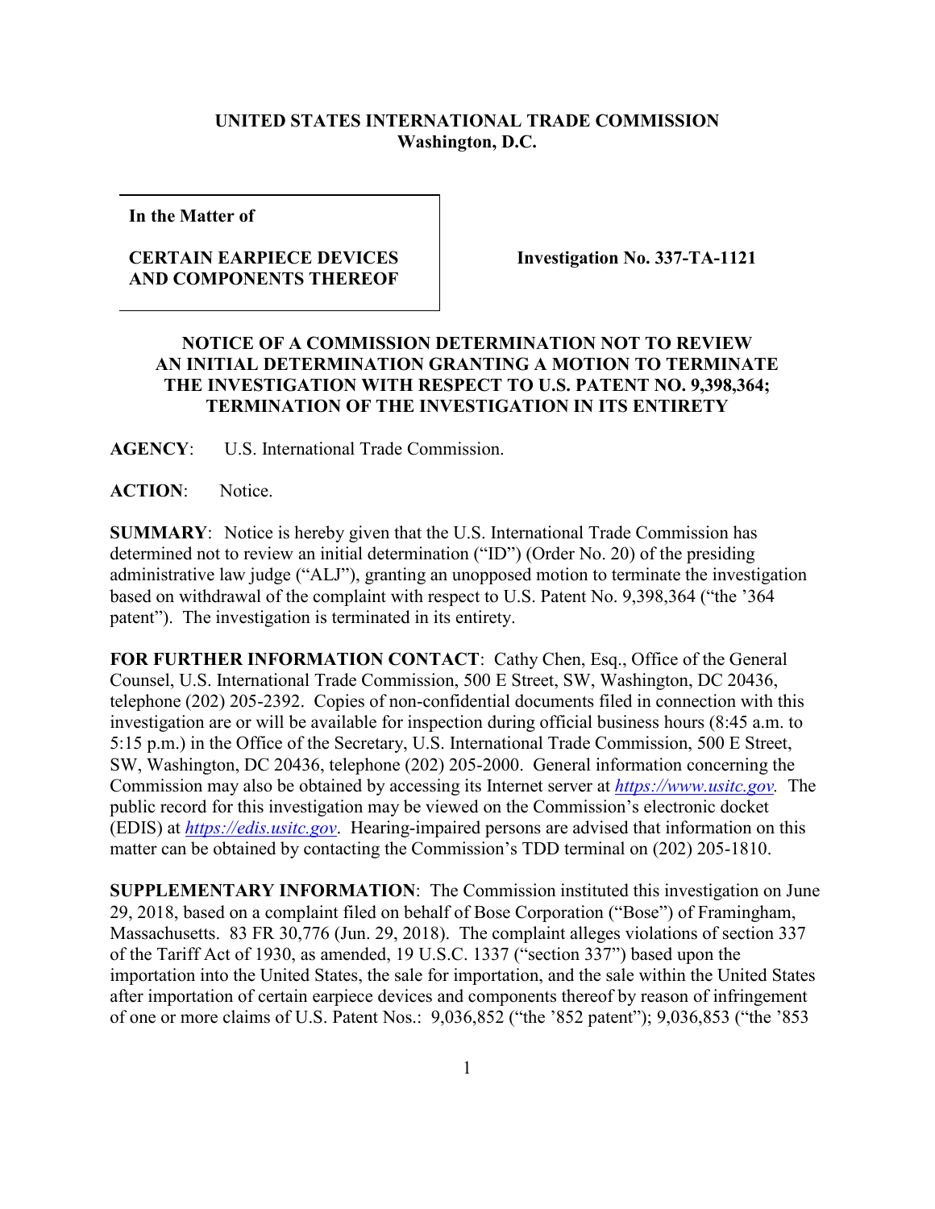**UNITED STATES INTERNATIONAL TRADE COMMISSION**
**Washington, D.C.**

| In the Matter of<br><br>**CERTAIN EARPIECE DEVICES AND COMPONENTS THEREOF** | **Investigation No. 337-TA-1121** |
|---|---|

## NOTICE OF A COMMISSION DETERMINATION NOT TO REVIEW AN INITIAL DETERMINATION GRANTING A MOTION TO TERMINATE THE INVESTIGATION WITH RESPECT TO U.S. PATENT NO. 9,398,364; TERMINATION OF THE INVESTIGATION IN ITS ENTIRETY

**AGENCY**: U.S. International Trade Commission.

**ACTION**: Notice.

**SUMMARY**: Notice is hereby given that the U.S. International Trade Commission has determined not to review an initial determination ("ID") (Order No. 20) of the presiding administrative law judge ("ALJ"), granting an unopposed motion to terminate the investigation based on withdrawal of the complaint with respect to U.S. Patent No. 9,398,364 ("the '364 patent"). The investigation is terminated in its entirety.

**FOR FURTHER INFORMATION CONTACT**: Cathy Chen, Esq., Office of the General Counsel, U.S. International Trade Commission, 500 E Street, SW, Washington, DC 20436, telephone (202) 205-2392. Copies of non-confidential documents filed in connection with this investigation are or will be available for inspection during official business hours (8:45 a.m. to 5:15 p.m.) in the Office of the Secretary, U.S. International Trade Commission, 500 E Street, SW, Washington, DC 20436, telephone (202) 205-2000. General information concerning the Commission may also be obtained by accessing its Internet server at *https://www.usitc.gov*. The public record for this investigation may be viewed on the Commission's electronic docket (EDIS) at *https://edis.usitc.gov*. Hearing-impaired persons are advised that information on this matter can be obtained by contacting the Commission's TDD terminal on (202) 205-1810.

**SUPPLEMENTARY INFORMATION**: The Commission instituted this investigation on June 29, 2018, based on a complaint filed on behalf of Bose Corporation ("Bose") of Framingham, Massachusetts. 83 FR 30,776 (Jun. 29, 2018). The complaint alleges violations of section 337 of the Tariff Act of 1930, as amended, 19 U.S.C. 1337 ("section 337") based upon the importation into the United States, the sale for importation, and the sale within the United States after importation of certain earpiece devices and components thereof by reason of infringement of one or more claims of U.S. Patent Nos.: 9,036,852 ("the '852 patent"); 9,036,853 ("the '853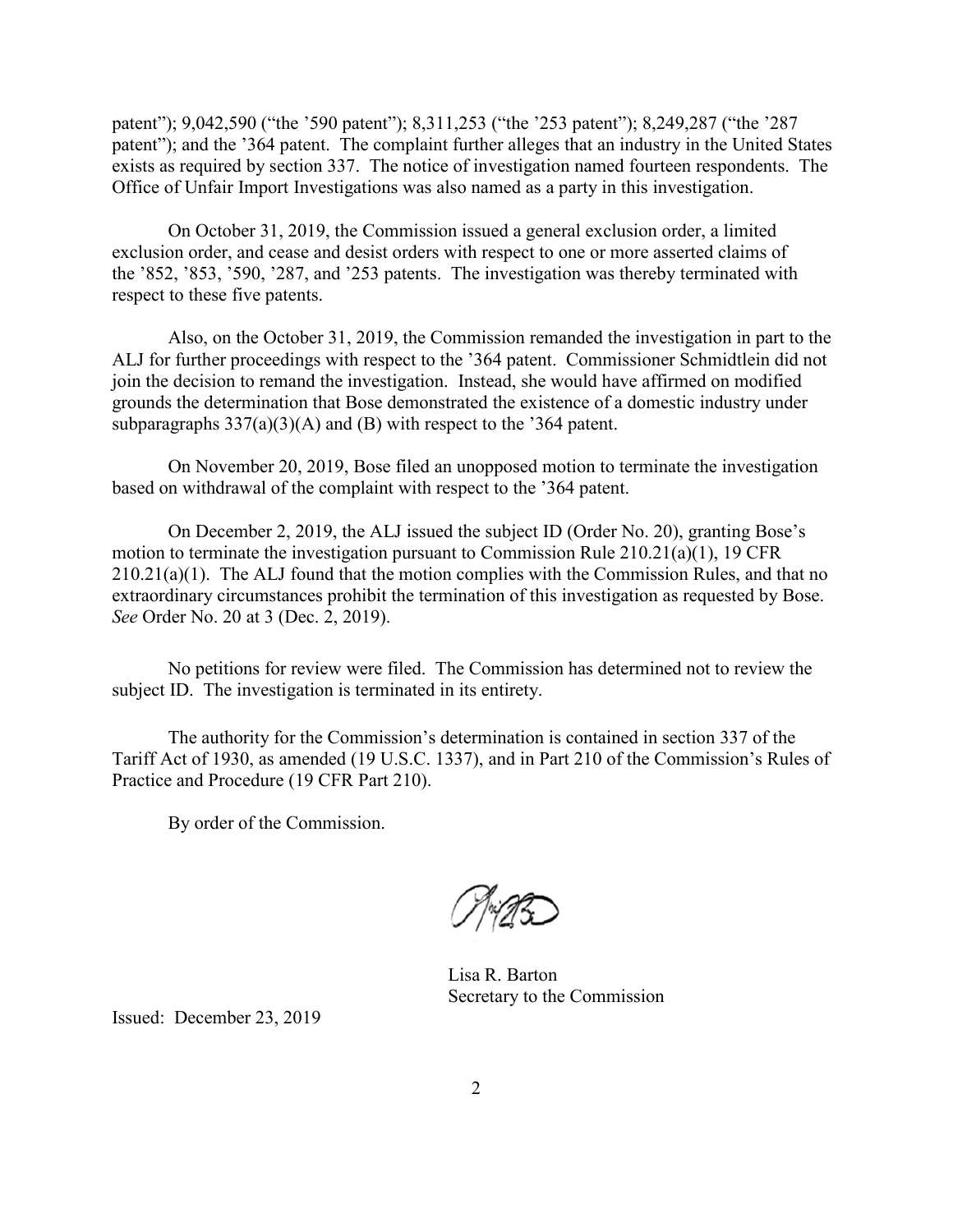patent"); 9,042,590 ("the '590 patent"); 8,311,253 ("the '253 patent"); 8,249,287 ("the '287 patent"); and the '364 patent. The complaint further alleges that an industry in the United States exists as required by section 337. The notice of investigation named fourteen respondents. The Office of Unfair Import Investigations was also named as a party in this investigation.

On October 31, 2019, the Commission issued a general exclusion order, a limited exclusion order, and cease and desist orders with respect to one or more asserted claims of the '852, '853, '590, '287, and '253 patents. The investigation was thereby terminated with respect to these five patents.

Also, on the October 31, 2019, the Commission remanded the investigation in part to the ALJ for further proceedings with respect to the '364 patent. Commissioner Schmidtlein did not join the decision to remand the investigation. Instead, she would have affirmed on modified grounds the determination that Bose demonstrated the existence of a domestic industry under subparagraphs 337(a)(3)(A) and (B) with respect to the '364 patent.

On November 20, 2019, Bose filed an unopposed motion to terminate the investigation based on withdrawal of the complaint with respect to the '364 patent.

On December 2, 2019, the ALJ issued the subject ID (Order No. 20), granting Bose's motion to terminate the investigation pursuant to Commission Rule 210.21(a)(1), 19 CFR 210.21(a)(1). The ALJ found that the motion complies with the Commission Rules, and that no extraordinary circumstances prohibit the termination of this investigation as requested by Bose. *See* Order No. 20 at 3 (Dec. 2, 2019).

No petitions for review were filed. The Commission has determined not to review the subject ID. The investigation is terminated in its entirety.

The authority for the Commission's determination is contained in section 337 of the Tariff Act of 1930, as amended (19 U.S.C. 1337), and in Part 210 of the Commission's Rules of Practice and Procedure (19 CFR Part 210).

By order of the Commission.

Lisa R. Barton
Secretary to the Commission

Issued: December 23, 2019